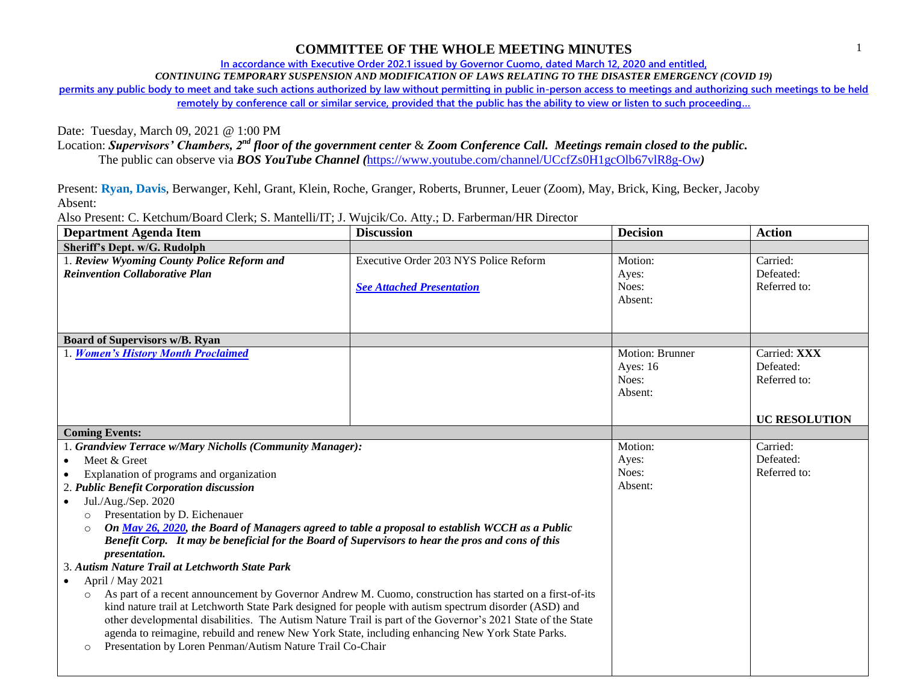# COMMITTEE OF THE WHOLE MEETING MINUTES

**In accordance with Executive Order 202.1 issued by Governor Cuomo, dated March 12, 2020 and entitled,**

***CONTINUING TEMPORARY SUSPENSION AND MODIFICATION OF LAWS RELATING TO THE DISASTER EMERGENCY (COVID 19)***

**permits any public body to meet and take such actions authorized by law without permitting in public in-person access to meetings and authorizing such meetings to be held remotely by conference call or similar service, provided that the public has the ability to view or listen to such proceeding…**

Date: Tuesday, March 09, 2021 @ 1:00 PM

Location: ***Supervisors' Chambers, 2nd floor of the government center*** & ***Zoom Conference Call. Meetings remain closed to the public.***

The public can observe via ***BOS YouTube Channel (***https://www.youtube.com/channel/UCcfZs0H1gcOlb67vlR8g-Ow***)***

Present: **Ryan, Davis**, Berwanger, Kehl, Grant, Klein, Roche, Granger, Roberts, Brunner, Leuer (Zoom), May, Brick, King, Becker, Jacoby

Absent:

Also Present: C. Ketchum/Board Clerk; S. Mantelli/IT; J. Wujcik/Co. Atty.; D. Farberman/HR Director

| Department Agenda Item | Discussion | Decision | Action |
|---|---|---|---|
| **Sheriff's Dept. w/G. Rudolph** | | | |
| 1. ***Review Wyoming County Police Reform and Reinvention Collaborative Plan*** | Executive Order 203 NYS Police Reform<br><br>***See Attached Presentation*** | Motion:<br>Ayes:<br>Noes:<br>Absent: | Carried:<br>Defeated:<br>Referred to: |
| **Board of Supervisors w/B. Ryan** | | | |
| 1. ***Women's History Month Proclaimed*** | | Motion: Brunner<br>Ayes: 16<br>Noes:<br>Absent: | Carried: **XXX**<br>Defeated:<br>Referred to:<br><br>**UC RESOLUTION** |
| **Coming Events:** | | | |
| 1. ***Grandview Terrace w/Mary Nicholls (Community Manager):***<br>• Meet & Greet<br>• Explanation of programs and organization<br>2. ***Public Benefit Corporation discussion***<br>• Jul./Aug./Sep. 2020<br>  ○ Presentation by D. Eichenauer<br>  ○ ***On May 26, 2020, the Board of Managers agreed to table a proposal to establish WCCH as a Public Benefit Corp. It may be beneficial for the Board of Supervisors to hear the pros and cons of this presentation.***<br>3. ***Autism Nature Trail at Letchworth State Park***<br>• April / May 2021<br>  ○ As part of a recent announcement by Governor Andrew M. Cuomo, construction has started on a first-of-its kind nature trail at Letchworth State Park designed for people with autism spectrum disorder (ASD) and other developmental disabilities. The Autism Nature Trail is part of the Governor's 2021 State of the State agenda to reimagine, rebuild and renew New York State, including enhancing New York State Parks.<br>  ○ Presentation by Loren Penman/Autism Nature Trail Co-Chair | | Motion:<br>Ayes:<br>Noes:<br>Absent: | Carried:<br>Defeated:<br>Referred to: |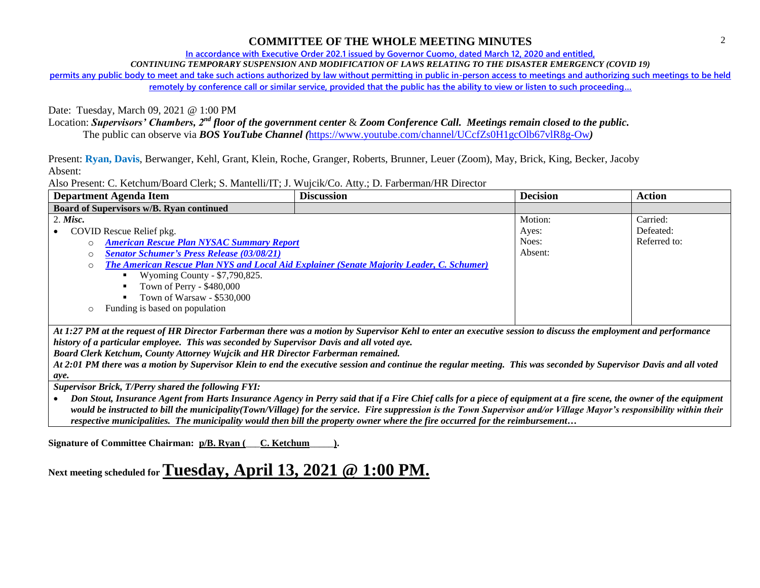# COMMITTEE OF THE WHOLE MEETING MINUTES

In accordance with Executive Order 202.1 issued by Governor Cuomo, dated March 12, 2020 and entitled,

*CONTINUING TEMPORARY SUSPENSION AND MODIFICATION OF LAWS RELATING TO THE DISASTER EMERGENCY (COVID 19)*

permits any public body to meet and take such actions authorized by law without permitting in public in-person access to meetings and authorizing such meetings to be held remotely by conference call or similar service, provided that the public has the ability to view or listen to such proceeding…

Date: Tuesday, March 09, 2021 @ 1:00 PM

Location: ***Supervisors' Chambers, 2nd floor of the government center*** & ***Zoom Conference Call. Meetings remain closed to the public.***

The public can observe via ***BOS YouTube Channel (***https://www.youtube.com/channel/UCcfZs0H1gcOlb67vlR8g-Ow***)***

Present: **Ryan, Davis**, Berwanger, Kehl, Grant, Klein, Roche, Granger, Roberts, Brunner, Leuer (Zoom), May, Brick, King, Becker, Jacoby

Absent:

Also Present: C. Ketchum/Board Clerk; S. Mantelli/IT; J. Wujcik/Co. Atty.; D. Farberman/HR Director

| Department Agenda Item | Discussion | Decision | Action |
|---|---|---|---|
| **Board of Supervisors w/B. Ryan continued** | | | |
| 2. ***Misc.***<br>• COVID Rescue Relief pkg.<br>  ○ ***American Rescue Plan NYSAC Summary Report***<br>  ○ ***Senator Schumer's Press Release (03/08/21)***<br>  ○ ***The American Rescue Plan NYS and Local Aid Explainer (Senate Majority Leader, C. Schumer)***<br>    ▪ Wyoming County - $7,790,825.<br>    ▪ Town of Perry - $480,000<br>    ▪ Town of Warsaw - $530,000<br>  ○ Funding is based on population | | Motion:<br>Ayes:<br>Noes:<br>Absent: | Carried:<br>Defeated:<br>Referred to: |

***At 1:27 PM at the request of HR Director Farberman there was a motion by Supervisor Kehl to enter an executive session to discuss the employment and performance history of a particular employee. This was seconded by Supervisor Davis and all voted aye.***

***Board Clerk Ketchum, County Attorney Wujcik and HR Director Farberman remained.***

***At 2:01 PM there was a motion by Supervisor Klein to end the executive session and continue the regular meeting. This was seconded by Supervisor Davis and all voted aye.***

***Supervisor Brick, T/Perry shared the following FYI:***

- ***Don Stout, Insurance Agent from Harts Insurance Agency in Perry said that if a Fire Chief calls for a piece of equipment at a fire scene, the owner of the equipment would be instructed to bill the municipality(Town/Village) for the service. Fire suppression is the Town Supervisor and/or Village Mayor's responsibility within their respective municipalities. The municipality would then bill the property owner where the fire occurred for the reimbursement…***

**Signature of Committee Chairman: p/B. Ryan ( C. Ketchum ).**

**Next meeting scheduled for Tuesday, April 13, 2021 @ 1:00 PM.**